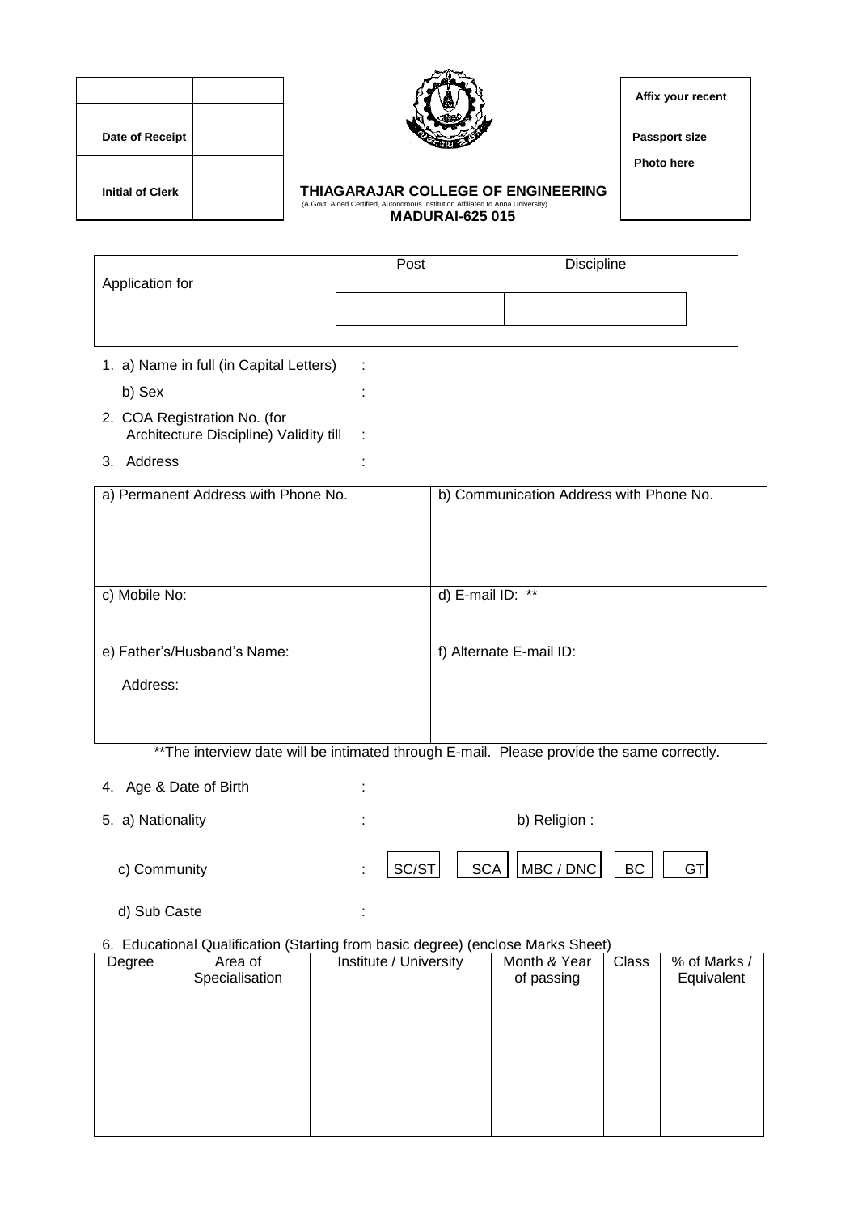| | |
|---|---|
| Date of Receipt | |
| Initial of Clerk | |

# THIAGARAJAR COLLEGE OF ENGINEERING

(A Govt. Aided Certified, Autonomous Institution Affiliated to Anna University)

**MADURAI-625 015**

Affix your recent

Passport size

Photo here

| Application for | Post | Discipline |
|---|---|---|
| | | |

1. a) Name in full (in Capital Letters) :

   b) Sex :

2. COA Registration No. (for Architecture Discipline) Validity till :

3. Address :

| a) Permanent Address with Phone No. | b) Communication Address with Phone No. |
|---|---|
| c) Mobile No: | d) E-mail ID: ** |
| e) Father's/Husband's Name:<br><br>Address: | f) Alternate E-mail ID: |

**The interview date will be intimated through E-mail. Please provide the same correctly.

4. Age & Date of Birth :

5. a) Nationality : b) Religion :

   c) Community : SC/ST SCA MBC / DNC BC GT

   d) Sub Caste :

6. Educational Qualification (Starting from basic degree) (enclose Marks Sheet)

| Degree | Area of Specialisation | Institute / University | Month & Year of passing | Class | % of Marks / Equivalent |
|---|---|---|---|---|---|
| | | | | | |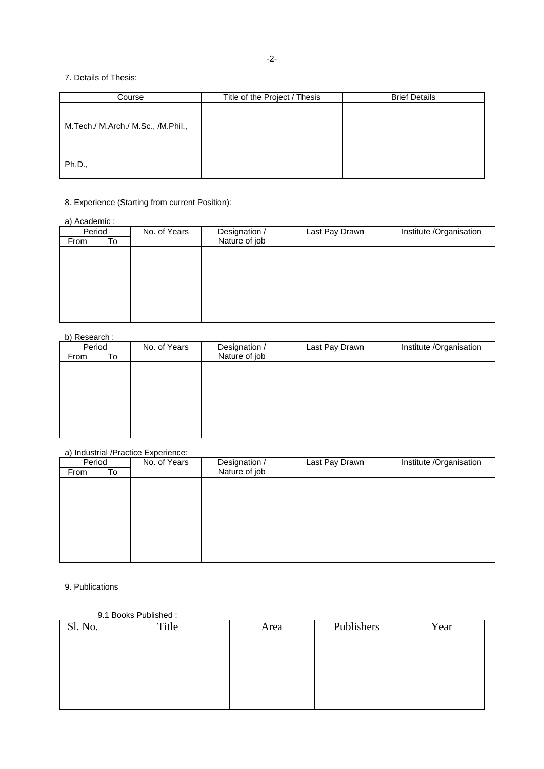7. Details of Thesis:

| Course | Title of the Project / Thesis | Brief Details |
|---|---|---|
| M.Tech./ M.Arch./ M.Sc., /M.Phil., | | |
| Ph.D., | | |

8. Experience (Starting from current Position):

a) Academic :

| Period | | No. of Years | Designation / Nature of job | Last Pay Drawn | Institute /Organisation |
|---|---|---|---|---|---|
| From | To | | | | |
| | | | | | |

b) Research :

| Period | | No. of Years | Designation / Nature of job | Last Pay Drawn | Institute /Organisation |
|---|---|---|---|---|---|
| From | To | | | | |
| | | | | | |

a) Industrial /Practice Experience:

| Period | | No. of Years | Designation / Nature of job | Last Pay Drawn | Institute /Organisation |
|---|---|---|---|---|---|
| From | To | | | | |
| | | | | | |

9. Publications

9.1 Books Published :

| Sl. No. | Title | Area | Publishers | Year |
|---|---|---|---|---|
| | | | | |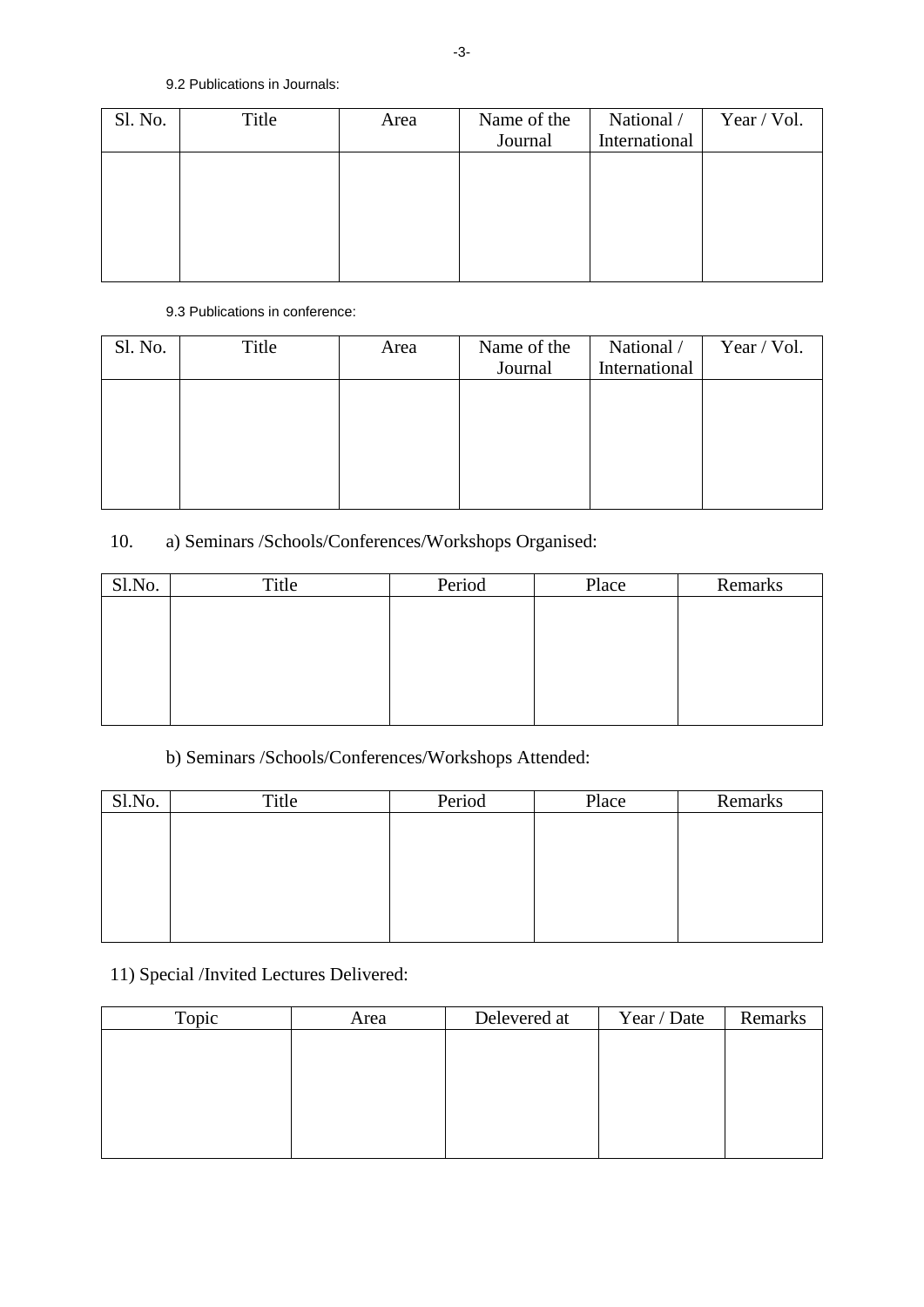9.2 Publications in Journals:

| Sl. No. | Title | Area | Name of the Journal | National / International | Year / Vol. |
|---|---|---|---|---|---|
| | | | | | |

9.3 Publications in conference:

| Sl. No. | Title | Area | Name of the Journal | National / International | Year / Vol. |
|---|---|---|---|---|---|
| | | | | | |

10. a) Seminars /Schools/Conferences/Workshops Organised:

| Sl.No. | Title | Period | Place | Remarks |
|---|---|---|---|---|
| | | | | |

b) Seminars /Schools/Conferences/Workshops Attended:

| Sl.No. | Title | Period | Place | Remarks |
|---|---|---|---|---|
| | | | | |

11) Special /Invited Lectures Delivered:

| Topic | Area | Delevered at | Year / Date | Remarks |
|---|---|---|---|---|
| | | | | |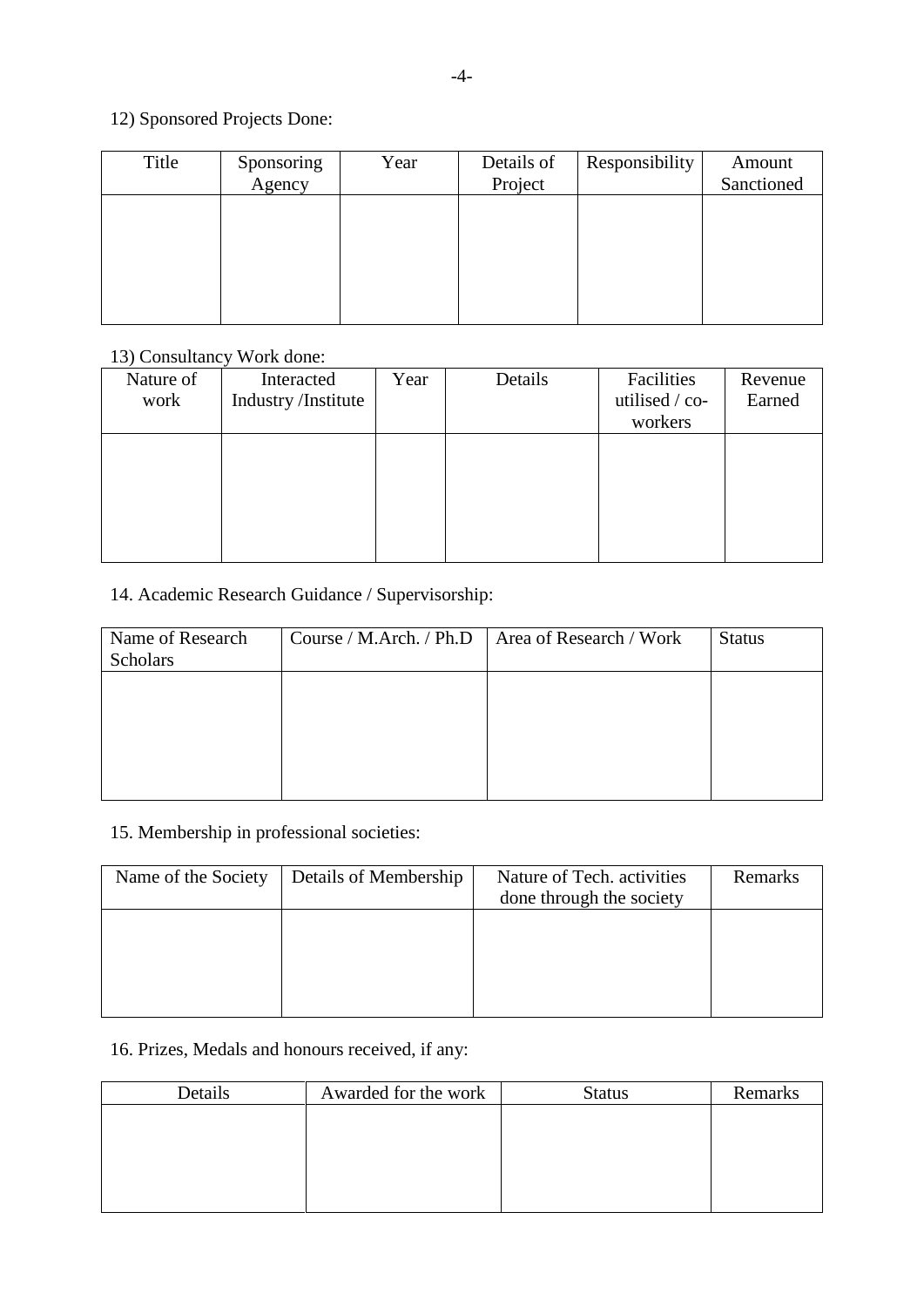12) Sponsored Projects Done:

| Title | Sponsoring Agency | Year | Details of Project | Responsibility | Amount Sanctioned |
|---|---|---|---|---|---|
| | | | | | |

13) Consultancy Work done:

| Nature of work | Interacted Industry /Institute | Year | Details | Facilities utilised / co-workers | Revenue Earned |
|---|---|---|---|---|---|
| | | | | | |

14. Academic Research Guidance / Supervisorship:

| Name of Research Scholars | Course / M.Arch. / Ph.D | Area of Research / Work | Status |
|---|---|---|---|
| | | | |

15. Membership in professional societies:

| Name of the Society | Details of Membership | Nature of Tech. activities done through the society | Remarks |
|---|---|---|---|
| | | | |

16. Prizes, Medals and honours received, if any:

| Details | Awarded for the work | Status | Remarks |
|---|---|---|---|
| | | | |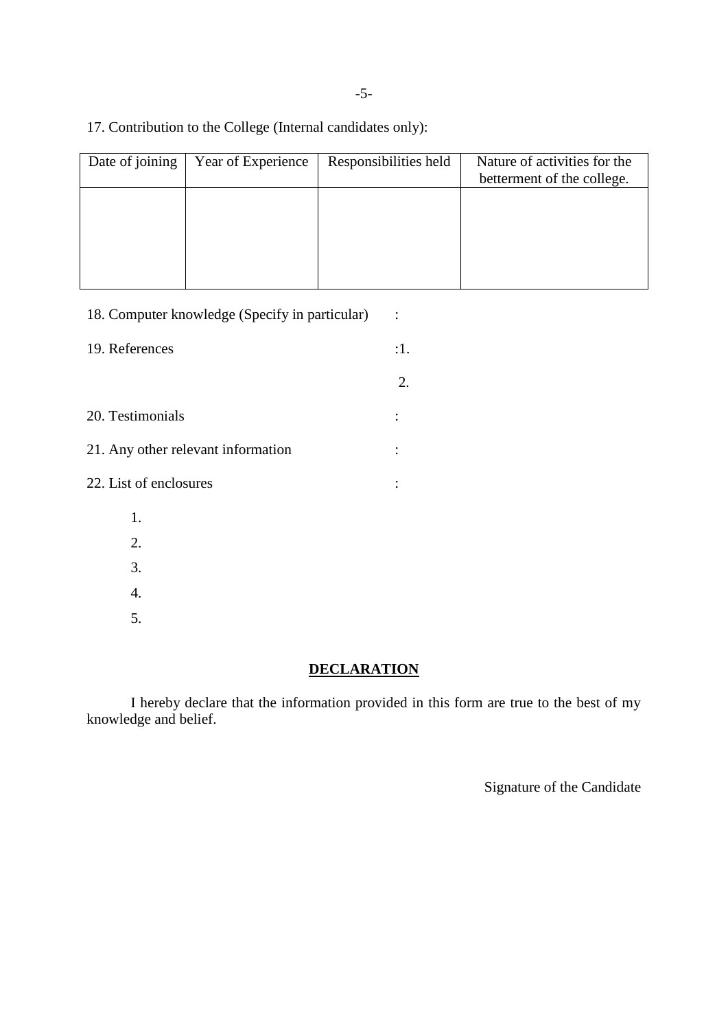17. Contribution to the College (Internal candidates only):

| Date of joining | Year of Experience | Responsibilities held | Nature of activities for the betterment of the college. |
|---|---|---|---|
| | | | |

18. Computer knowledge (Specify in particular) :

19. References :1.

2.

20. Testimonials :

21. Any other relevant information :

22. List of enclosures :

1.
2.
3.
4.
5.

**DECLARATION**

I hereby declare that the information provided in this form are true to the best of my knowledge and belief.

Signature of the Candidate